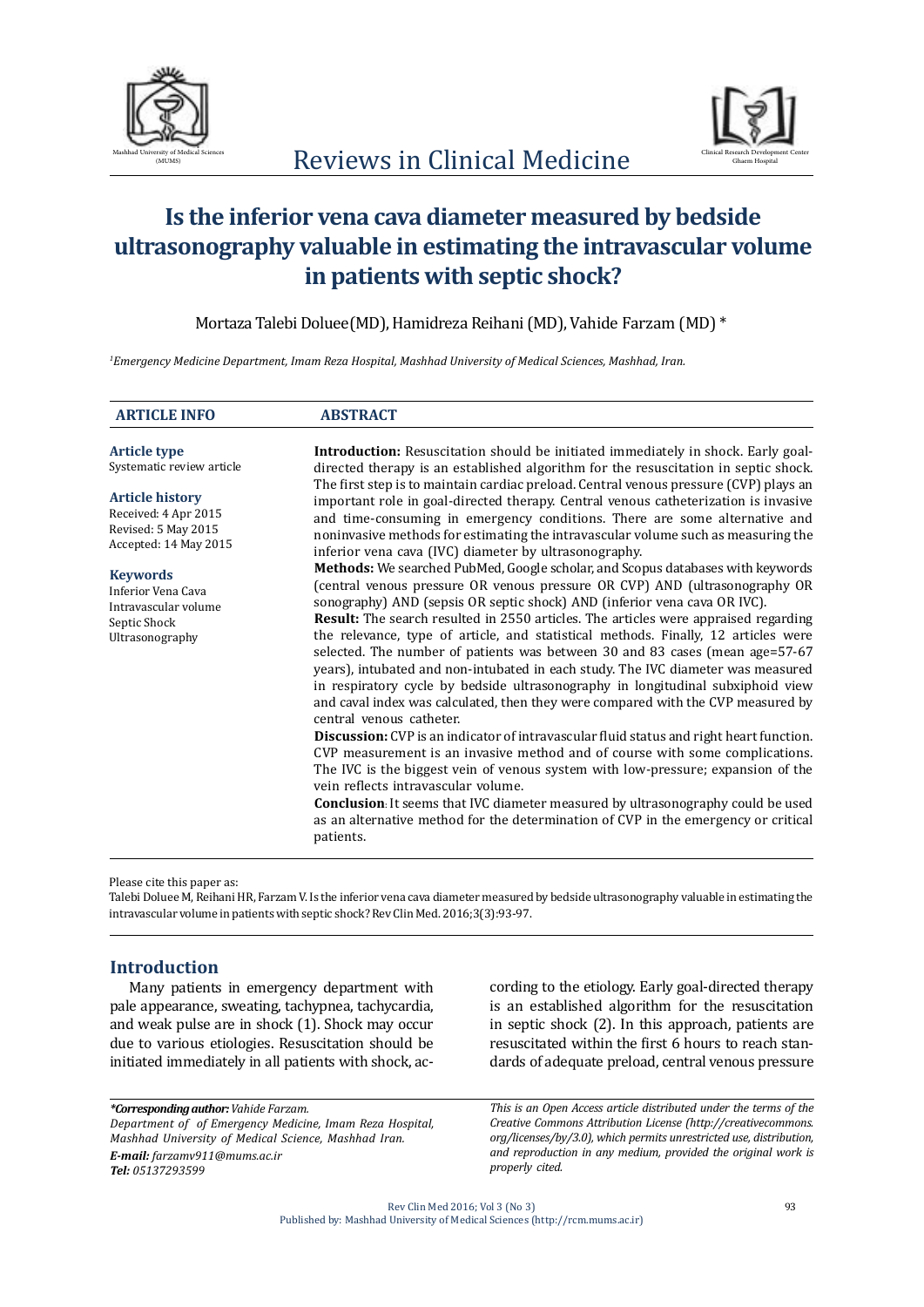# Is the inferior vena cava diameter measured by bedside ultrasonography valuable in estimating the intravascular volume in patients with septic shock?

Mortaza Talebi Doluee(MD), Hamidreza Reihani (MD), Vahide Farzam (MD) *

[1]*Emergency Medicine Department, Imam Reza Hospital, Mashhad University of Medical Sciences, Mashhad, Iran.*

| ARTICLE INFO | ABSTRACT |
|---|---|

**Article type**
Systematic review article

**Article history**
Received: 4 Apr 2015
Revised: 5 May 2015
Accepted: 14 May 2015

**Keywords**
Inferior Vena Cava
Intravascular volume
Septic Shock
Ultrasonography

**Introduction:** Resuscitation should be initiated immediately in shock. Early goal-directed therapy is an established algorithm for the resuscitation in septic shock. The first step is to maintain cardiac preload. Central venous pressure (CVP) plays an important role in goal-directed therapy. Central venous catheterization is invasive and time-consuming in emergency conditions. There are some alternative and noninvasive methods for estimating the intravascular volume such as measuring the inferior vena cava (IVC) diameter by ultrasonography.

**Methods:** We searched PubMed, Google scholar, and Scopus databases with keywords (central venous pressure OR venous pressure OR CVP) AND (ultrasonography OR sonography) AND (sepsis OR septic shock) AND (inferior vena cava OR IVC).

**Result:** The search resulted in 2550 articles. The articles were appraised regarding the relevance, type of article, and statistical methods. Finally, 12 articles were selected. The number of patients was between 30 and 83 cases (mean age=57-67 years), intubated and non-intubated in each study. The IVC diameter was measured in respiratory cycle by bedside ultrasonography in longitudinal subxiphoid view and caval index was calculated, then they were compared with the CVP measured by central venous catheter.

**Discussion:** CVP is an indicator of intravascular fluid status and right heart function. CVP measurement is an invasive method and of course with some complications. The IVC is the biggest vein of venous system with low-pressure; expansion of the vein reflects intravascular volume.

**Conclusion**: It seems that IVC diameter measured by ultrasonography could be used as an alternative method for the determination of CVP in the emergency or critical patients.

Please cite this paper as:
Talebi Doluee M, Reihani HR, Farzam V. Is the inferior vena cava diameter measured by bedside ultrasonography valuable in estimating the intravascular volume in patients with septic shock? Rev Clin Med. 2016;3(3):93-97.

## Introduction

Many patients in emergency department with pale appearance, sweating, tachypnea, tachycardia, and weak pulse are in shock (1). Shock may occur due to various etiologies. Resuscitation should be initiated immediately in all patients with shock, according to the etiology. Early goal-directed therapy is an established algorithm for the resuscitation in septic shock (2). In this approach, patients are resuscitated within the first 6 hours to reach standards of adequate preload, central venous pressure

*\*Corresponding author: Vahide Farzam.*
*Department of of Emergency Medicine, Imam Reza Hospital, Mashhad University of Medical Science, Mashhad Iran.*
***E-mail:** farzamv911@mums.ac.ir*
***Tel:** 05137293599*

*This is an Open Access article distributed under the terms of the Creative Commons Attribution License (http://creativecommons.org/licenses/by/3.0), which permits unrestricted use, distribution, and reproduction in any medium, provided the original work is properly cited.*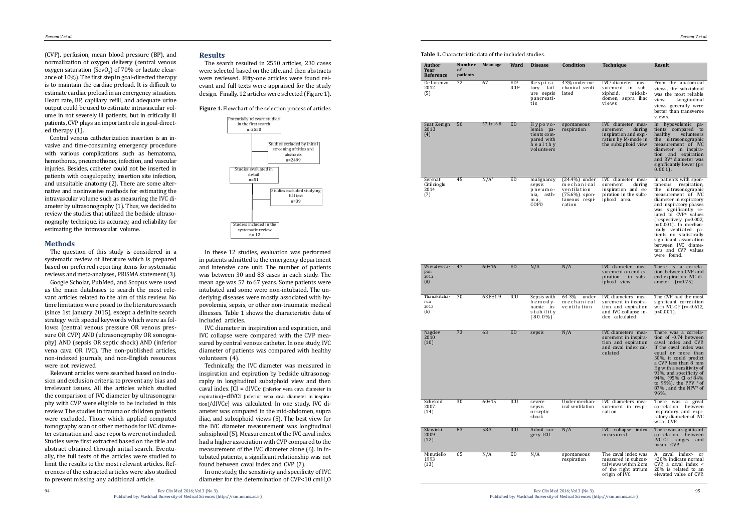(CVP), perfusion, mean blood pressure (BP), and normalization of oxygen delivery (central venous oxygen saturation ($ScvO_2$) of 70% or lactate clearance of 10%). The first step in goal-directed therapy is to maintain the cardiac preload. It is difficult to estimate cardiac preload in an emergency situation. Heart rate, BP, capillary refill, and adequate urine output could be used to estimate intravascular volume in not severely ill patients, but in critically ill patients, CVP plays an important role in goal-directed therapy (1).

Central venous catheterization insertion is an invasive and time-consuming emergency procedure with various complications such as hematoma, hemothorax, pneumothorax, infection, and vascular injuries. Besides, catheter could not be inserted in patients with coagulopathy, insertion site infection, and unsuitable anatomy (2). There are some alternative and noninvasive methods for estimating the intravascular volume such as measuring the IVC diameter by ultrasonography (1). Thus, we decided to review the studies that utilized the bedside ultrasonography technique, its accuracy, and reliability for estimating the intravascular volume.

## Methods

The question of this study is considered in a systematic review of literature which is prepared based on preferred reporting items for systematic reviews and meta-analyses, PRISMA statement (3).

Google Scholar, PubMed, and Scopus were used as the main databases to search the most relevant articles related to the aim of this review. No time limitation were posed to the literature search (since 1st January 2015), except a definite search strategy with special keywords which were as follows: (central venous pressure OR venous pressure OR CVP) AND (ultrasonography OR sonography) AND (sepsis OR septic shock) AND (inferior vena cava OR IVC). The non-published articles, non-indexed journals, and non-English resources were not reviewed.

Relevant articles were searched based on inclusion and exclusion criteria to prevent any bias and irrelevant issues. All the articles which studied the comparison of IVC diameter by ultrasonography with CVP were eligible to be included in this review. The studies in trauma or children patients were excluded. Those which applied computed tomography scan or other methods for IVC diameter estimation and case reports were not included. Studies were first extracted based on the title and abstract obtained through initial search. Eventually, the full texts of the articles were studied to limit the results to the most relevant articles. References of the extracted articles were also studied to prevent missing any additional article.

## Results

The search resulted in 2550 articles, 230 cases were selected based on the title, and then abstracts were reviewed. Fifty-one articles were found relevant and full texts were appraised for the study design. Finally, 12 articles were selected (Figure 1).

**Figure 1.** Flowchart of the selection process of articles

Potentially relevant studies in the first search n=2550

Studies excluded by initial screening of titles and abstracts n=2499

Studies evaluated in detail n=51

Studies excluded studying full text n=39

Studies included in the systematic review n= 12

In these 12 studies, evaluation was performed in patients admitted to the emergency department and intensive care unit. The number of patients was between 30 and 83 cases in each study. The mean age was 57 to 67 years. Some patients were intubated and some were non-intubated. The underlying diseases were mostly associated with hypovolemia, sepsis, or other non-traumatic medical illnesses. Table 1 shows the characteristic data of included articles.

IVC diameter in inspiration and expiration, and IVC collapse were compared with the CVP measured by central venous catheter. In one study, IVC diameter of patients was compared with healthy volunteers (4).

Technically, the IVC diameter was measured in inspiration and expiration by bedside ultrasonography in longitudinal subxiphoid view and then caval index [CI = dIVCe (Inferior vena cava diameter in expiration)−dIVCi (inferior vena cava diameter in inspiration)/dIVCe] was calculated. In one study, IVC diameter was compared in the mid-abdomen, supra iliac, and subxiphoid views (5). The best view for the IVC diameter measurement was longitudinal subxiphoid (5). Measurement of the IVC caval index had a higher association with CVP compared to the measurement of the IVC diameter alone (6). In intubated patients, a significant relationship was not found between caval index and CVP (7).

In one study, the sensitivity and specificity of IVC diameter for the determination of CVP<10 cm$H_2O$

**Table 1.** Characteristic data of the included studies.

| Author Year Reference | Number of patients | Mean age | Ward | Disease | Condition | Technique | Result |
|---|---|---|---|---|---|---|---|
| De Lorenzo 2012 (5) | 72 | 67 | ED[1] ICU[2] | Respiratory failure sepsis pancreatitis | 43% under mechanical ventilated | IVC[3] diameter measurement in subxiphoid, mid-abdomen, supra iliac views | From the anatomical views, the subxiphoid was the most reliable view. Longitudinal views generally were better than transverse views. |
| Suat Zenign 2013 (4) | 50 | 57.1±16.8 | ED | Hypovolemia patients compared with healthy volunteers | spontaneous respiration | IVC diameter measurement during inspiration and expiration by M-mode in the subxiphoid view | In hypovolemic patients compared to healthy volunteers the ultrasonographic measurement of IVC diameter in inspiration and expiration and RV[4] diameter was significantly lower (p= 0.001). |
| Serenat Citilcioglu 2014 (7) | 45 | N/A[5] | ED | malignancy sepsis pneumonia, asthma, COPD | (24.4%) under mechanical ventilation (75.6%) spontaneous respiration | IVC diameter measurement during inspiration and expiration in the subxiphoid area. | In patients with spontaneous respiration, the ultrasonographic measurement of IVC diameter in expiratory and inspiratory phases was significantly related to CVP[6] values (respectively p=0.002, p=0.001). In mechanically ventilated patients no statistically significant association between IVC diameters and CVP values were found. |
| Wiwatworapan 2012 (8) | 47 | 60±16 | ED | N/A | N/A | IVC diameter measurement on end-expiration in subxiphoid view | There is a correlation between CVP and end-expiration IVC diameter (r=0.75) |
| Thanakitcharua 2013 (6) | 70 | 63.8±1.9 | ICU | Sepsis with hemodynamic instability (80.0%) | 64.3% under mechanical ventilation | IVC diameters measurement in inspiration and expiration and IVC collapse index calculated | The CVP had the most significant correlation with IVC-CI[7] (r=-0.612, p<0.001). |
| Nagdev 2010 (10) | 73 | 63 | ED | sepsis | N/A | IVC diameters measurement in inspiration and expiration and caval index calculated | There was a correlation of -0.74 between caval index and CVP. If the caval index was equal or more than 50%, it could predict a CVP less than 8 mm Hg with a sensitivity of 91%, and specificity of 94%, (95% CI of 84% to 99%), the PPV [8] of 87% , and the NPV[9] of 96%. |
| Schefold 2007 (14) | 30 | 60±15 | ICU | severe sepsis or septic shock | Under mechanical ventilation | IVC diameters measurement in respiration | There was a great correlation between inspiratory and expiratory diameter of IVC with CVP. |
| Stawicki 2009 (12) | 83 | 58.3 | ICU | Admit surgery ICU | N/A | IVC collapse index measured | There was a significant correlation between IVC-CI ranges and mean CVP. |
| Minutiello 1993 (13) | 65 | N/A | ED | N/A | spontaneous respiration | The caval index was measured in subcostal views within 2 cm of the right atrium origin of IVC | A caval index> or =20% indicate normal CVP, a caval index < 20% is related to an elevated value of CVP. |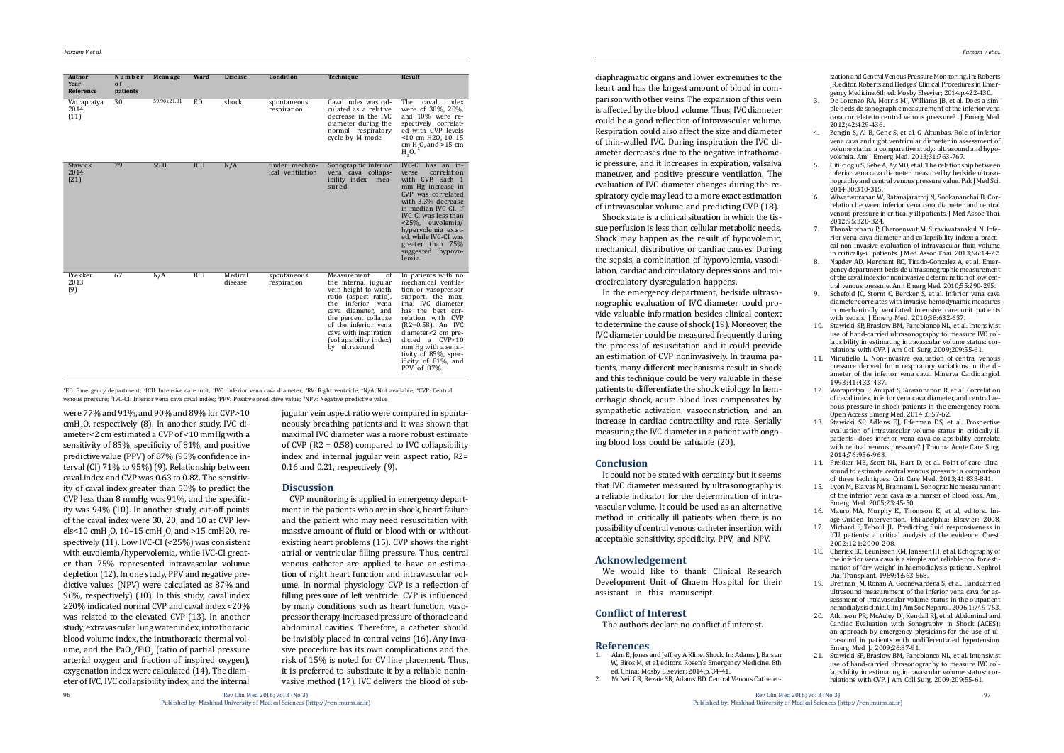| Author Year Reference | Number of patients | Mean age | Ward | Disease | Condition | Technique | Result |
|---|---|---|---|---|---|---|---|
| Worapratya 2014 (11) | 30 | 59.90±21.81 | ED | shock | spontaneous respiration | Caval index was calculated as a relative decrease in the IVC diameter during the normal respiratory cycle by M mode | The caval index were of 30%, 20%, and 10% were respectively correlated with CVP levels <10 cm H2O, 10–15 cm $H_2O$, and >15 cm $H_2O$. |
| Stawick 2014 (21) | 79 | 55.8 | ICU | N/A | under mechanical ventilation | Sonographic inferior vena cava collapsibility index measured | IVC-CI has an inverse correlation with CVP. Each 1 mm Hg increase in CVP was correlated with 3.3% decrease in median IVC-CI. If IVC-CI was less than <25%, euvolemia/hypervolemia existed, while IVC-CI was greater than 75% suggested hypovolemia. |
| Prekker 2013 (9) | 67 | N/A | ICU | Medical disease | spontaneous respiration | Measurement of the internal jugular vein height to width ratio (aspect ratio), the inferior vena cava diameter, and the percent collapse of the inferior vena cava with inspiration (collapsibility index) by ultrasound | In patients with no mechanical ventilation or vasopressor support, the maximal IVC diameter has the best correlation with CVP ($R^2$=0.58). An IVC diameter<2 cm predicted a CVP<10 mm Hg with a sensitivity of 85%, specificity of 81%, and PPV of 87%. |

[1]ED: Emergency department; [2]ICU: Intensive care unit; [3]IVC: Inferior vena cava diameter; [4]RV: Right ventricle; [5]N/A: Not available; [6]CVP: Central venous pressure; [7]IVC-CI: Inferior vena cava caval index; [8]PPV: Positive predictive value; [9]NPV: Negative predictive value

were 77% and 91%, and 90% and 89% for CVP>10 cm$H_2O$, respectively (8). In another study, IVC diameter<2 cm estimated a CVP of <10 mmHg with a sensitivity of 85%, specificity of 81%, and positive predictive value (PPV) of 87% (95% confidence interval (CI) 71% to 95%) (9). Relationship between caval index and CVP was 0.63 to 0.82. The sensitivity of caval index greater than 50% to predict the CVP less than 8 mmHg was 91%, and the specificity was 94% (10). In another study, cut-off points of the caval index were 30, 20, and 10 at CVP levels<10 cm$H_2O$, 10–15 cm$H_2O$, and >15 cmH20, respectively (11). Low IVC-CI (<25%) was consistent with euvolemia/hypervolemia, while IVC-CI greater than 75% represented intravascular volume depletion (12). In one study, PPV and negative predictive values (NPV) were calculated as 87% and 96%, respectively) (10). In this study, caval index ≥20% indicated normal CVP and caval index <20% was related to the elevated CVP (13). In another study, extravascular lung water index, intrathoracic blood volume index, the intrathoracic thermal volume, and the $PaO_2/FiO_2$ (ratio of partial pressure arterial oxygen and fraction of inspired oxygen), oxygenation index were calculated (14). The diameter of IVC, IVC collapsibility index, and the internal jugular vein aspect ratio were compared in spontaneously breathing patients and it was shown that maximal IVC diameter was a more robust estimate of CVP ($R^2$ = 0.58) compared to IVC collapsibility index and internal jugular vein aspect ratio, R2= 0.16 and 0.21, respectively (9).

## Discussion

CVP monitoring is applied in emergency department in the patients who are in shock, heart failure and the patient who may need resuscitation with massive amount of fluid or blood with or without existing heart problems (15). CVP shows the right atrial or ventricular filling pressure. Thus, central venous catheter are applied to have an estimation of right heart function and intravascular volume. In normal physiology, CVP is a reflection of filling pressure of left ventricle. CVP is influenced by many conditions such as heart function, vasopressor therapy, increased pressure of thoracic and abdominal cavities. Therefore, a catheter should be invisibly placed in central veins (16). Any invasive procedure has its own complications and the risk of 15% is noted for CV line placement. Thus, it is preferred to substitute it by a reliable noninvasive method (17). IVC delivers the blood of subdiaphragmatic organs and lower extremities to the heart and has the largest amount of blood in comparison with other veins. The expansion of this vein is affected by the blood volume. Thus, IVC diameter could be a good reflection of intravascular volume. Respiration could also affect the size and diameter of thin-walled IVC. During inspiration the IVC diameter decreases due to the negative intrathoracic pressure, and it increases in expiration, valsalva maneuver, and positive pressure ventilation. The evaluation of IVC diameter changes during the respiratory cycle may lead to a more exact estimation of intravascular volume and predicting CVP (18).

Shock state is a clinical situation in which the tissue perfusion is less than cellular metabolic needs. Shock may happen as the result of hypovolemic, mechanical, distributive, or cardiac causes. During the sepsis, a combination of hypovolemia, vasodilation, cardiac and circulatory depressions and microcirculatory dysregulation happens.

In the emergency department, bedside ultrasonographic evaluation of IVC diameter could provide valuable information besides clinical context to determine the cause of shock (19). Moreover, the IVC diameter could be measured frequently during the process of resuscitation and it could provide an estimation of CVP noninvasively. In trauma patients, many different mechanisms result in shock and this technique could be very valuable in these patients to differentiate the shock etiology. In hemorrhagic shock, acute blood loss compensates by sympathetic activation, vasoconstriction, and an increase in cardiac contractility and rate. Serially measuring the IVC diameter in a patient with ongoing blood loss could be valuable (20).

## Conclusion

It could not be stated with certainty but it seems that IVC diameter measured by ultrasonography is a reliable indicator for the determination of intravascular volume. It could be used as an alternative method in critically ill patients when there is no possibility of central venous catheter insertion, with acceptable sensitivity, specificity, PPV, and NPV.

## Acknowledgement

We would like to thank Clinical Research Development Unit of Ghaem Hospital for their assistant in this manuscript.

## Conflict of Interest

The authors declare no conflict of interest.

## References

1. Alan E, Jones and Jeffrey A Kline. Shock. In: Adams J, Barsan W, Biros M, et al, editors. Rosen's Emergency Medicine. 8th ed. China: Mosby Elsevier; 2014.p. 34-41.
2. McNeil CR, Rezaie SR, Adams BD. Central Venous Catheterization and Central Venous Pressure Monitoring. In: Roberts JR, editor. Roberts and Hedges' Clinical Procedures in Emergency Medicine.6th ed. Mosby Elsevier; 2014.p.422-430.
3. De Lorenzo RA, Morris MJ, Williams JB, et al. Does a simple bedside sonographic measurement of the inferior vena cava correlate to central venous pressure? . J Emerg Med. 2012;42:429-436.
4. Zengin S, Al B, Genc S, et al. G Altunbas. Role of inferior vena cava and right ventricular diameter in assessment of volume status: a comparative study: ultrasound and hypovolemia. Am J Emerg Med. 2013;31:763-767.
5. Citilcioglu S, Sebe A, Ay MO, et al. The relationship between inferior vena cava diameter measured by bedside ultrasonography and central venous pressure value. Pak J Med Sci. 2014;30:310-315.
6. Wiwatworapan W, Ratanajaratroj N, Sookananchai B. Correlation between inferior vena cava diameter and central venous pressure in critically ill patients. J Med Assoc Thai. 2012;95:320-324.
7. Thanakitcharu P, Charoenwut M, Siriwiwatanakul N. Inferior vena cava diameter and collapsibility index: a practical non-invasive evaluation of intravascular fluid volume in critically-ill patients. J Med Assoc Thai. 2013;96:14-22.
8. Nagdev AD, Merchant RC, Tirado-Gonzalez A, et al. Emergency department bedside ultrasonographic measurement of the caval index for noninvasive determination of low central venous pressure. Ann Emerg Med. 2010;55:290-295.
9. Schefold JC, Storm C, Bercker S, et al. Inferior vena cava diameter correlates with invasive hemodynamic measures in mechanically ventilated intensive care unit patients with sepsis. J Emerg Med. 2010;38:632-637.
10. Stawicki SP, Braslow BM, Panebianco NL, et al. Intensivist use of hand-carried ultrasonography to measure IVC collapsibility in estimating intravascular volume status: correlations with CVP. J Am Coll Surg. 2009;209:55-61.
11. Minutiello L. Non-invasive evaluation of central venous pressure derived from respiratory variations in the diameter of the inferior vena cava. Minerva Cardioangiol. 1993;41:433-437.
12. Worapratya P, Anupat S, Suwannanon R, et al .Correlation of caval index, inferior vena cava diameter, and central venous pressure in shock patients in the emergency room. Open Access Emerg Med. 2014 ;6:57-62.
13. Stawicki SP, Adkins EJ, Eiferman DS, et al. Prospective evaluation of intravascular volume status in critically ill patients: does inferior vena cava collapsibility correlate with central venous pressure? J Trauma Acute Care Surg. 2014;76:956-963.
14. Prekker ME, Scott NL, Hart D, et al. Point-of-care ultrasound to estimate central venous pressure: a comparison of three techniques. Crit Care Med. 2013;41:833-841.
15. Lyon M, Blaivas M, Brannam L. Sonographic measurement of the inferior vena cava as a marker of blood loss. Am J Emerg Med. 2005;23:45-50.
16. Mauro MA, Murphy K, Thomson K, et al, editors. Image-Guided Intervention. Philadelphia: Elsevier; 2008.
17. Michard F, Teboul JL. Predicting fluid responsiveness in ICU patients: a critical analysis of the evidence. Chest. 2002;121:2000-208.
18. Cheriex EC, Leunissen KM, Janssen JH, et al. Echography of the inferior vena cava is a simple and reliable tool for estimation of 'dry weight' in haemodialysis patients. Nephrol Dial Transplant. 1989;4:563-568.
19. Brennan JM, Ronan A, Goonewardena S, et al. Handcarried ultrasound measurement of the inferior vena cava for assessment of intravascular volume status in the outpatient hemodialysis clinic. Clin J Am Soc Nephrol. 2006;1:749-753.
20. Atkinson PR, McAuley DJ, Kendall RJ, et al. Abdominal and Cardiac Evaluation with Sonography in Shock (ACES): an approach by emergency physicians for the use of ultrasound in patients with undifferentiated hypotension. Emerg Med J. 2009;26:87-91.
21. Stawicki SP, Braslow BM, Panebianco NL, et al. Intensivist use of hand-carried ultrasonography to measure IVC collapsibility in estimating intravascular volume status: correlations with CVP. J Am Coll Surg. 2009;209:55-61.